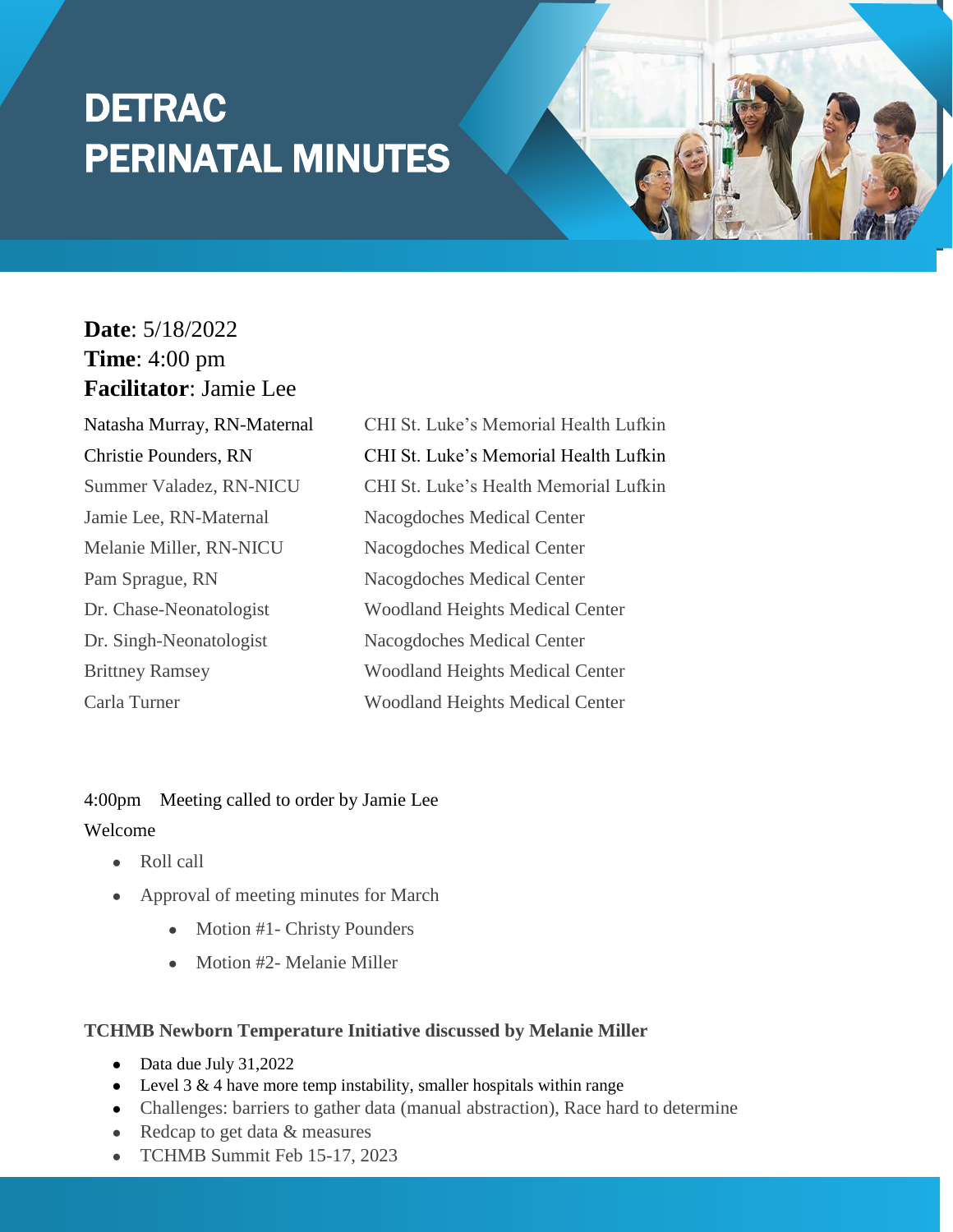# DETRAC PERINATAL MINUTES

**Date**: 5/18/2022
**Time**: 4:00 pm
**Facilitator**: Jamie Lee

| | |
|---|---|
| Natasha Murray, RN-Maternal | CHI St. Luke's Memorial Health Lufkin |
| Christie Pounders, RN | CHI St. Luke's Memorial Health Lufkin |
| Summer Valadez, RN-NICU | CHI St. Luke's Health Memorial Lufkin |
| Jamie Lee, RN-Maternal | Nacogdoches Medical Center |
| Melanie Miller, RN-NICU | Nacogdoches Medical Center |
| Pam Sprague, RN | Nacogdoches Medical Center |
| Dr. Chase-Neonatologist | Woodland Heights Medical Center |
| Dr. Singh-Neonatologist | Nacogdoches Medical Center |
| Brittney Ramsey | Woodland Heights Medical Center |
| Carla Turner | Woodland Heights Medical Center |

4:00pm Meeting called to order by Jamie Lee

Welcome

- Roll call
- Approval of meeting minutes for March
  - Motion #1- Christy Pounders
  - Motion #2- Melanie Miller

**TCHMB Newborn Temperature Initiative discussed by Melanie Miller**

- Data due July 31,2022
- Level 3 & 4 have more temp instability, smaller hospitals within range
- Challenges: barriers to gather data (manual abstraction), Race hard to determine
- Redcap to get data & measures
- TCHMB Summit Feb 15-17, 2023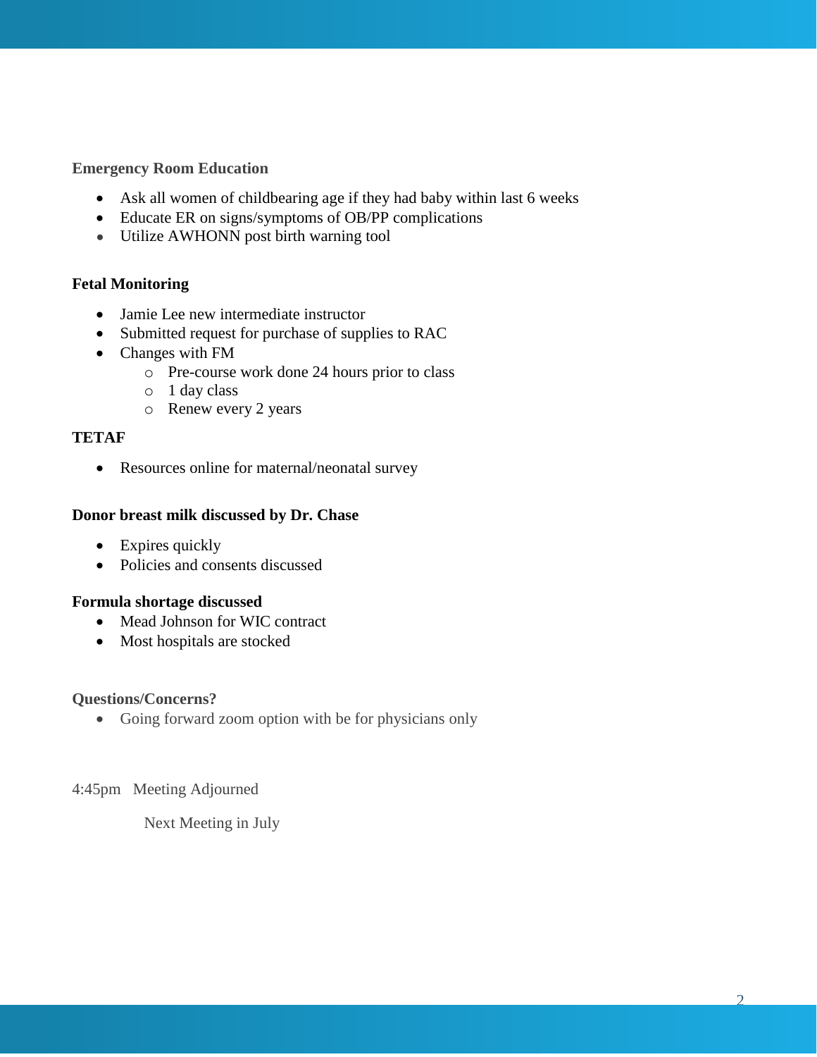**Emergency Room Education**

- Ask all women of childbearing age if they had baby within last 6 weeks
- Educate ER on signs/symptoms of OB/PP complications
- Utilize AWHONN post birth warning tool

**Fetal Monitoring**

- Jamie Lee new intermediate instructor
- Submitted request for purchase of supplies to RAC
- Changes with FM
  - Pre-course work done 24 hours prior to class
  - 1 day class
  - Renew every 2 years

**TETAF**

- Resources online for maternal/neonatal survey

**Donor breast milk discussed by Dr. Chase**

- Expires quickly
- Policies and consents discussed

**Formula shortage discussed**

- Mead Johnson for WIC contract
- Most hospitals are stocked

**Questions/Concerns?**

- Going forward zoom option with be for physicians only

4:45pm Meeting Adjourned

Next Meeting in July